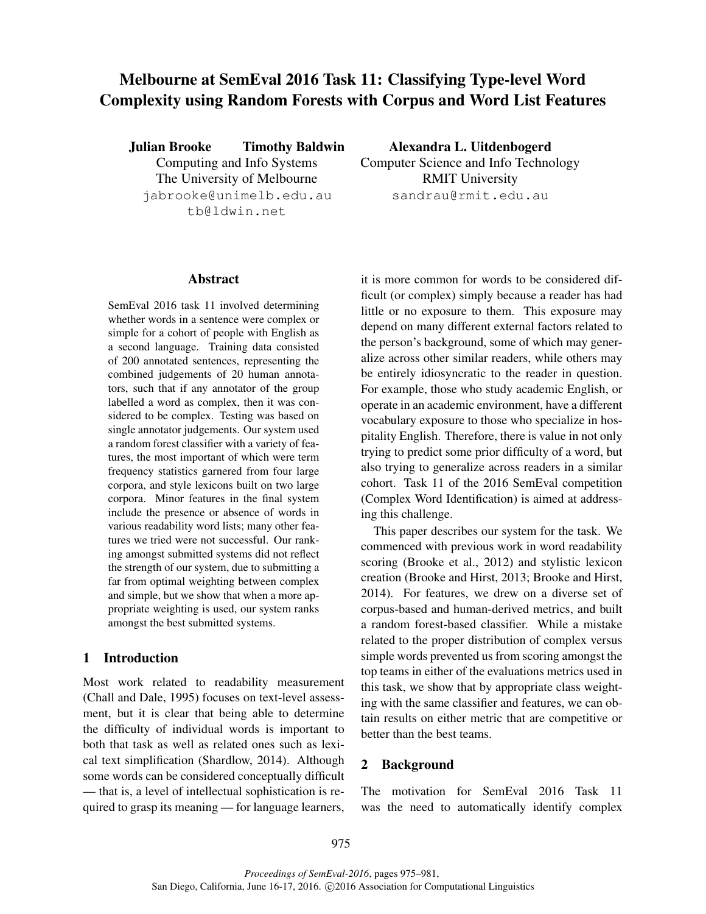# Melbourne at SemEval 2016 Task 11: Classifying Type-level Word Complexity using Random Forests with Corpus and Word List Features

**Julian Brooke** **Timothy Baldwin**
Computing and Info Systems
The University of Melbourne
jabrooke@unimelb.edu.au
tb@ldwin.net

**Alexandra L. Uitdenbogerd**
Computer Science and Info Technology
RMIT University
sandrau@rmit.edu.au

## Abstract

SemEval 2016 task 11 involved determining whether words in a sentence were complex or simple for a cohort of people with English as a second language. Training data consisted of 200 annotated sentences, representing the combined judgements of 20 human annotators, such that if any annotator of the group labelled a word as complex, then it was considered to be complex. Testing was based on single annotator judgements. Our system used a random forest classifier with a variety of features, the most important of which were term frequency statistics garnered from four large corpora, and style lexicons built on two large corpora. Minor features in the final system include the presence or absence of words in various readability word lists; many other features we tried were not successful. Our ranking amongst submitted systems did not reflect the strength of our system, due to submitting a far from optimal weighting between complex and simple, but we show that when a more appropriate weighting is used, our system ranks amongst the best submitted systems.

## 1 Introduction

Most work related to readability measurement (Chall and Dale, 1995) focuses on text-level assessment, but it is clear that being able to determine the difficulty of individual words is important to both that task as well as related ones such as lexical text simplification (Shardlow, 2014). Although some words can be considered conceptually difficult — that is, a level of intellectual sophistication is required to grasp its meaning — for language learners, it is more common for words to be considered difficult (or complex) simply because a reader has had little or no exposure to them. This exposure may depend on many different external factors related to the person's background, some of which may generalize across other similar readers, while others may be entirely idiosyncratic to the reader in question. For example, those who study academic English, or operate in an academic environment, have a different vocabulary exposure to those who specialize in hospitality English. Therefore, there is value in not only trying to predict some prior difficulty of a word, but also trying to generalize across readers in a similar cohort. Task 11 of the 2016 SemEval competition (Complex Word Identification) is aimed at addressing this challenge.

This paper describes our system for the task. We commenced with previous work in word readability scoring (Brooke et al., 2012) and stylistic lexicon creation (Brooke and Hirst, 2013; Brooke and Hirst, 2014). For features, we drew on a diverse set of corpus-based and human-derived metrics, and built a random forest-based classifier. While a mistake related to the proper distribution of complex versus simple words prevented us from scoring amongst the top teams in either of the evaluations metrics used in this task, we show that by appropriate class weighting with the same classifier and features, we can obtain results on either metric that are competitive or better than the best teams.

## 2 Background

The motivation for SemEval 2016 Task 11 was the need to automatically identify complex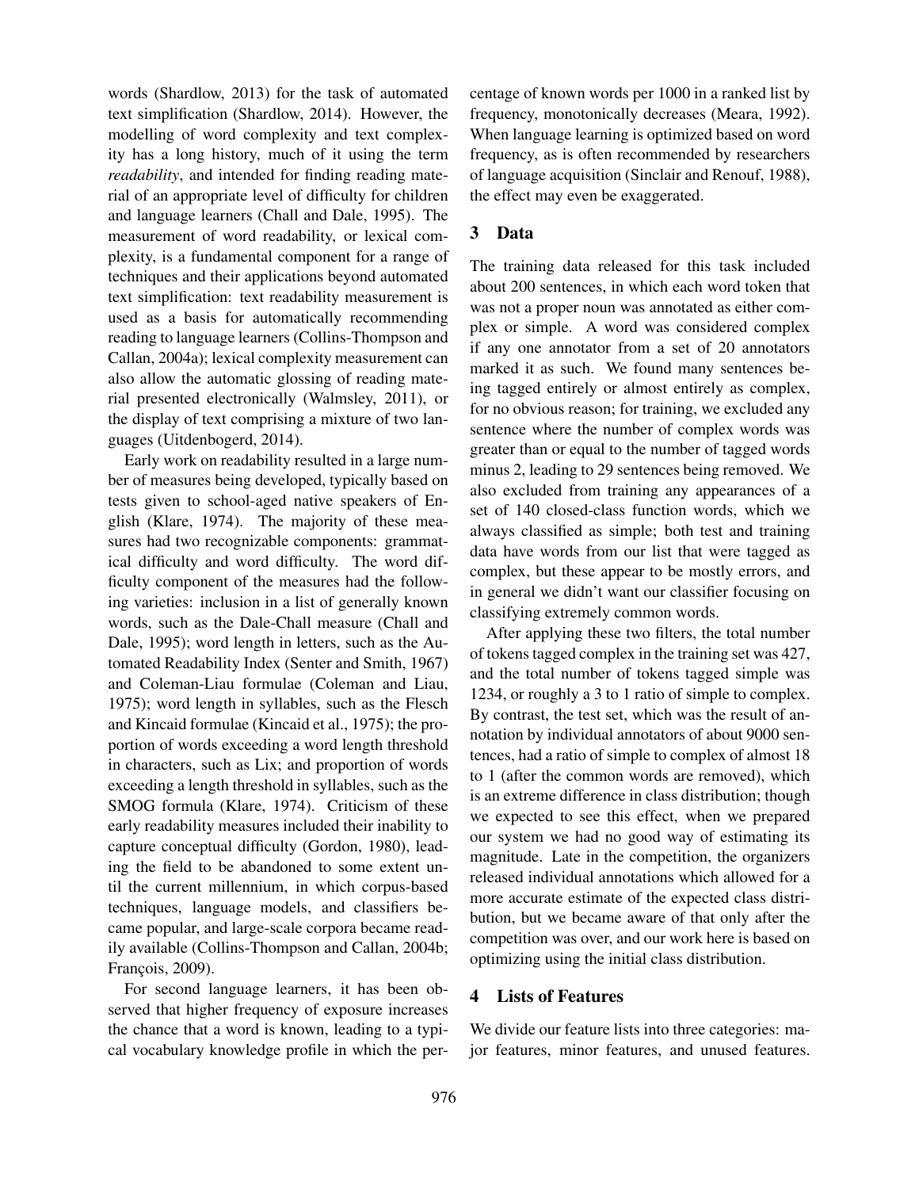words (Shardlow, 2013) for the task of automated text simplification (Shardlow, 2014). However, the modelling of word complexity and text complexity has a long history, much of it using the term *readability*, and intended for finding reading material of an appropriate level of difficulty for children and language learners (Chall and Dale, 1995). The measurement of word readability, or lexical complexity, is a fundamental component for a range of techniques and their applications beyond automated text simplification: text readability measurement is used as a basis for automatically recommending reading to language learners (Collins-Thompson and Callan, 2004a); lexical complexity measurement can also allow the automatic glossing of reading material presented electronically (Walmsley, 2011), or the display of text comprising a mixture of two languages (Uitdenbogerd, 2014).

Early work on readability resulted in a large number of measures being developed, typically based on tests given to school-aged native speakers of English (Klare, 1974). The majority of these measures had two recognizable components: grammatical difficulty and word difficulty. The word difficulty component of the measures had the following varieties: inclusion in a list of generally known words, such as the Dale-Chall measure (Chall and Dale, 1995); word length in letters, such as the Automated Readability Index (Senter and Smith, 1967) and Coleman-Liau formulae (Coleman and Liau, 1975); word length in syllables, such as the Flesch and Kincaid formulae (Kincaid et al., 1975); the proportion of words exceeding a word length threshold in characters, such as Lix; and proportion of words exceeding a length threshold in syllables, such as the SMOG formula (Klare, 1974). Criticism of these early readability measures included their inability to capture conceptual difficulty (Gordon, 1980), leading the field to be abandoned to some extent until the current millennium, in which corpus-based techniques, language models, and classifiers became popular, and large-scale corpora became readily available (Collins-Thompson and Callan, 2004b; François, 2009).

For second language learners, it has been observed that higher frequency of exposure increases the chance that a word is known, leading to a typical vocabulary knowledge profile in which the percentage of known words per 1000 in a ranked list by frequency, monotonically decreases (Meara, 1992). When language learning is optimized based on word frequency, as is often recommended by researchers of language acquisition (Sinclair and Renouf, 1988), the effect may even be exaggerated.

## 3 Data

The training data released for this task included about 200 sentences, in which each word token that was not a proper noun was annotated as either complex or simple. A word was considered complex if any one annotator from a set of 20 annotators marked it as such. We found many sentences being tagged entirely or almost entirely as complex, for no obvious reason; for training, we excluded any sentence where the number of complex words was greater than or equal to the number of tagged words minus 2, leading to 29 sentences being removed. We also excluded from training any appearances of a set of 140 closed-class function words, which we always classified as simple; both test and training data have words from our list that were tagged as complex, but these appear to be mostly errors, and in general we didn't want our classifier focusing on classifying extremely common words.

After applying these two filters, the total number of tokens tagged complex in the training set was 427, and the total number of tokens tagged simple was 1234, or roughly a 3 to 1 ratio of simple to complex. By contrast, the test set, which was the result of annotation by individual annotators of about 9000 sentences, had a ratio of simple to complex of almost 18 to 1 (after the common words are removed), which is an extreme difference in class distribution; though we expected to see this effect, when we prepared our system we had no good way of estimating its magnitude. Late in the competition, the organizers released individual annotations which allowed for a more accurate estimate of the expected class distribution, but we became aware of that only after the competition was over, and our work here is based on optimizing using the initial class distribution.

## 4 Lists of Features

We divide our feature lists into three categories: major features, minor features, and unused features.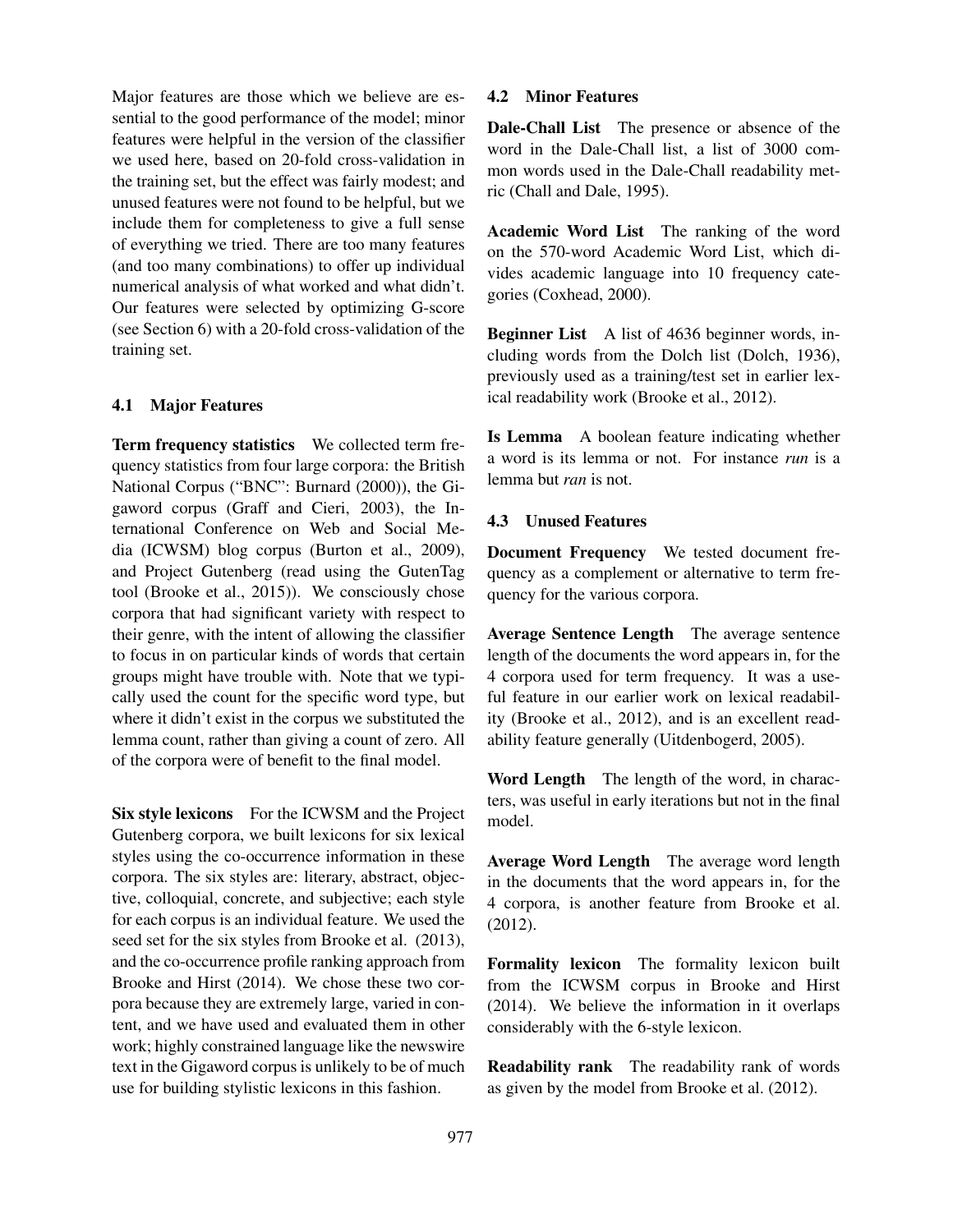Major features are those which we believe are essential to the good performance of the model; minor features were helpful in the version of the classifier we used here, based on 20-fold cross-validation in the training set, but the effect was fairly modest; and unused features were not found to be helpful, but we include them for completeness to give a full sense of everything we tried. There are too many features (and too many combinations) to offer up individual numerical analysis of what worked and what didn't. Our features were selected by optimizing G-score (see Section 6) with a 20-fold cross-validation of the training set.

### 4.1 Major Features

**Term frequency statistics** We collected term frequency statistics from four large corpora: the British National Corpus ("BNC": Burnard (2000)), the Gigaword corpus (Graff and Cieri, 2003), the International Conference on Web and Social Media (ICWSM) blog corpus (Burton et al., 2009), and Project Gutenberg (read using the GutenTag tool (Brooke et al., 2015)). We consciously chose corpora that had significant variety with respect to their genre, with the intent of allowing the classifier to focus in on particular kinds of words that certain groups might have trouble with. Note that we typically used the count for the specific word type, but where it didn't exist in the corpus we substituted the lemma count, rather than giving a count of zero. All of the corpora were of benefit to the final model.

**Six style lexicons** For the ICWSM and the Project Gutenberg corpora, we built lexicons for six lexical styles using the co-occurrence information in these corpora. The six styles are: literary, abstract, objective, colloquial, concrete, and subjective; each style for each corpus is an individual feature. We used the seed set for the six styles from Brooke et al. (2013), and the co-occurrence profile ranking approach from Brooke and Hirst (2014). We chose these two corpora because they are extremely large, varied in content, and we have used and evaluated them in other work; highly constrained language like the newswire text in the Gigaword corpus is unlikely to be of much use for building stylistic lexicons in this fashion.

### 4.2 Minor Features

**Dale-Chall List** The presence or absence of the word in the Dale-Chall list, a list of 3000 common words used in the Dale-Chall readability metric (Chall and Dale, 1995).

**Academic Word List** The ranking of the word on the 570-word Academic Word List, which divides academic language into 10 frequency categories (Coxhead, 2000).

**Beginner List** A list of 4636 beginner words, including words from the Dolch list (Dolch, 1936), previously used as a training/test set in earlier lexical readability work (Brooke et al., 2012).

**Is Lemma** A boolean feature indicating whether a word is its lemma or not. For instance *run* is a lemma but *ran* is not.

### 4.3 Unused Features

**Document Frequency** We tested document frequency as a complement or alternative to term frequency for the various corpora.

**Average Sentence Length** The average sentence length of the documents the word appears in, for the 4 corpora used for term frequency. It was a useful feature in our earlier work on lexical readability (Brooke et al., 2012), and is an excellent readability feature generally (Uitdenbogerd, 2005).

**Word Length** The length of the word, in characters, was useful in early iterations but not in the final model.

**Average Word Length** The average word length in the documents that the word appears in, for the 4 corpora, is another feature from Brooke et al. (2012).

**Formality lexicon** The formality lexicon built from the ICWSM corpus in Brooke and Hirst (2014). We believe the information in it overlaps considerably with the 6-style lexicon.

**Readability rank** The readability rank of words as given by the model from Brooke et al. (2012).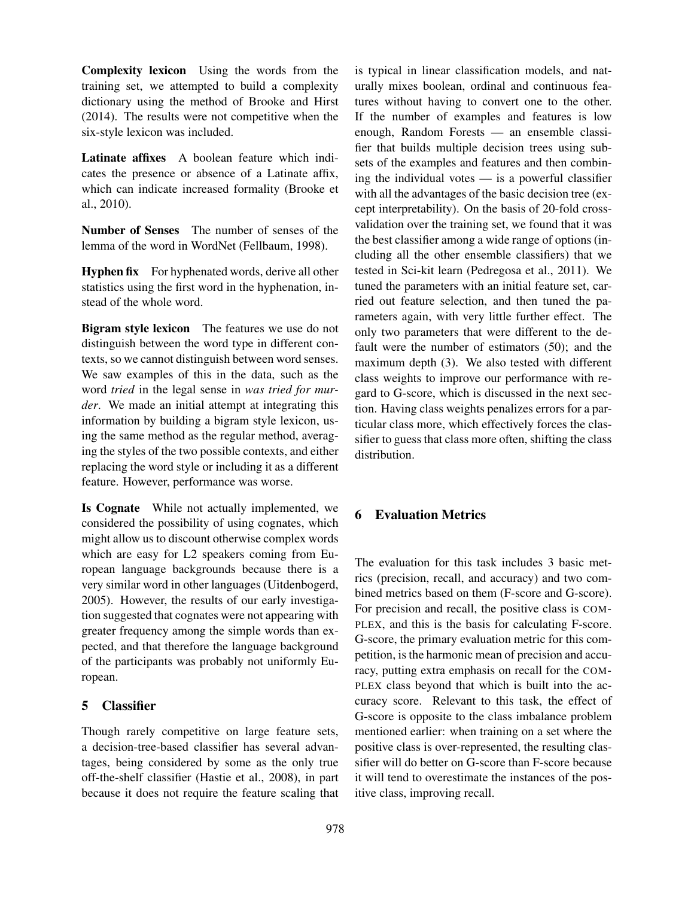**Complexity lexicon** Using the words from the training set, we attempted to build a complexity dictionary using the method of Brooke and Hirst (2014). The results were not competitive when the six-style lexicon was included.

**Latinate affixes** A boolean feature which indicates the presence or absence of a Latinate affix, which can indicate increased formality (Brooke et al., 2010).

**Number of Senses** The number of senses of the lemma of the word in WordNet (Fellbaum, 1998).

**Hyphen fix** For hyphenated words, derive all other statistics using the first word in the hyphenation, instead of the whole word.

**Bigram style lexicon** The features we use do not distinguish between the word type in different contexts, so we cannot distinguish between word senses. We saw examples of this in the data, such as the word *tried* in the legal sense in *was tried for murder*. We made an initial attempt at integrating this information by building a bigram style lexicon, using the same method as the regular method, averaging the styles of the two possible contexts, and either replacing the word style or including it as a different feature. However, performance was worse.

**Is Cognate** While not actually implemented, we considered the possibility of using cognates, which might allow us to discount otherwise complex words which are easy for L2 speakers coming from European language backgrounds because there is a very similar word in other languages (Uitdenbogerd, 2005). However, the results of our early investigation suggested that cognates were not appearing with greater frequency among the simple words than expected, and that therefore the language background of the participants was probably not uniformly European.

## 5 Classifier

Though rarely competitive on large feature sets, a decision-tree-based classifier has several advantages, being considered by some as the only true off-the-shelf classifier (Hastie et al., 2008), in part because it does not require the feature scaling that is typical in linear classification models, and naturally mixes boolean, ordinal and continuous features without having to convert one to the other. If the number of examples and features is low enough, Random Forests — an ensemble classifier that builds multiple decision trees using subsets of the examples and features and then combining the individual votes — is a powerful classifier with all the advantages of the basic decision tree (except interpretability). On the basis of 20-fold cross-validation over the training set, we found that it was the best classifier among a wide range of options (including all the other ensemble classifiers) that we tested in Sci-kit learn (Pedregosa et al., 2011). We tuned the parameters with an initial feature set, carried out feature selection, and then tuned the parameters again, with very little further effect. The only two parameters that were different to the default were the number of estimators (50); and the maximum depth (3). We also tested with different class weights to improve our performance with regard to G-score, which is discussed in the next section. Having class weights penalizes errors for a particular class more, which effectively forces the classifier to guess that class more often, shifting the class distribution.

## 6 Evaluation Metrics

The evaluation for this task includes 3 basic metrics (precision, recall, and accuracy) and two combined metrics based on them (F-score and G-score). For precision and recall, the positive class is COMPLEX, and this is the basis for calculating F-score. G-score, the primary evaluation metric for this competition, is the harmonic mean of precision and accuracy, putting extra emphasis on recall for the COMPLEX class beyond that which is built into the accuracy score. Relevant to this task, the effect of G-score is opposite to the class imbalance problem mentioned earlier: when training on a set where the positive class is over-represented, the resulting classifier will do better on G-score than F-score because it will tend to overestimate the instances of the positive class, improving recall.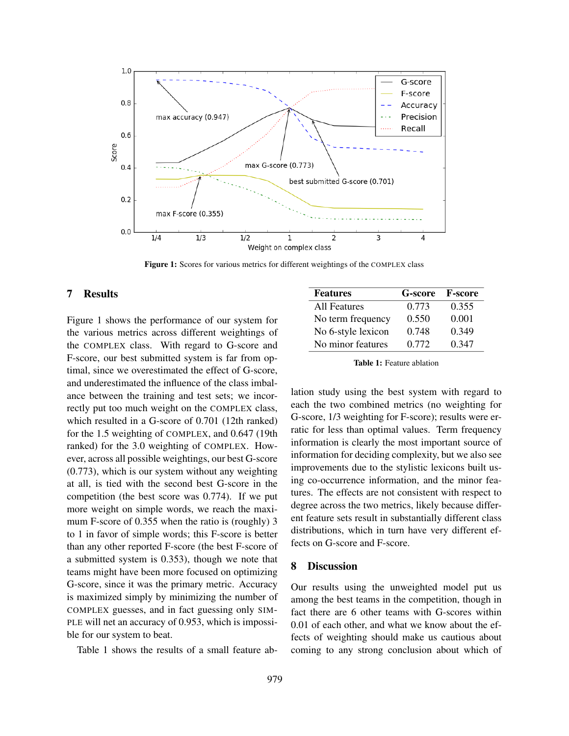Figure 1: Scores for various metrics for different weightings of the COMPLEX class

## 7 Results

Figure 1 shows the performance of our system for the various metrics across different weightings of the COMPLEX class. With regard to G-score and F-score, our best submitted system is far from optimal, since we overestimated the effect of G-score, and underestimated the influence of the class imbalance between the training and test sets; we incorrectly put too much weight on the COMPLEX class, which resulted in a G-score of 0.701 (12th ranked) for the 1.5 weighting of COMPLEX, and 0.647 (19th ranked) for the 3.0 weighting of COMPLEX. However, across all possible weightings, our best G-score (0.773), which is our system without any weighting at all, is tied with the second best G-score in the competition (the best score was 0.774). If we put more weight on simple words, we reach the maximum F-score of 0.355 when the ratio is (roughly) 3 to 1 in favor of simple words; this F-score is better than any other reported F-score (the best F-score of a submitted system is 0.353), though we note that teams might have been more focused on optimizing G-score, since it was the primary metric. Accuracy is maximized simply by minimizing the number of COMPLEX guesses, and in fact guessing only SIMPLE will net an accuracy of 0.953, which is impossible for our system to beat.

Table 1 shows the results of a small feature ablation study using the best system with regard to each the two combined metrics (no weighting for G-score, 1/3 weighting for F-score); results were erratic for less than optimal values. Term frequency information is clearly the most important source of information for deciding complexity, but we also see improvements due to the stylistic lexicons built using co-occurrence information, and the minor features. The effects are not consistent with respect to degree across the two metrics, likely because different feature sets result in substantially different class distributions, which in turn have very different effects on G-score and F-score.

| Features | G-score | F-score |
|---|---|---|
| All Features | 0.773 | 0.355 |
| No term frequency | 0.550 | 0.001 |
| No 6-style lexicon | 0.748 | 0.349 |
| No minor features | 0.772 | 0.347 |

**Table 1:** Feature ablation

## 8 Discussion

Our results using the unweighted model put us among the best teams in the competition, though in fact there are 6 other teams with G-scores within 0.01 of each other, and what we know about the effects of weighting should make us cautious about coming to any strong conclusion about which of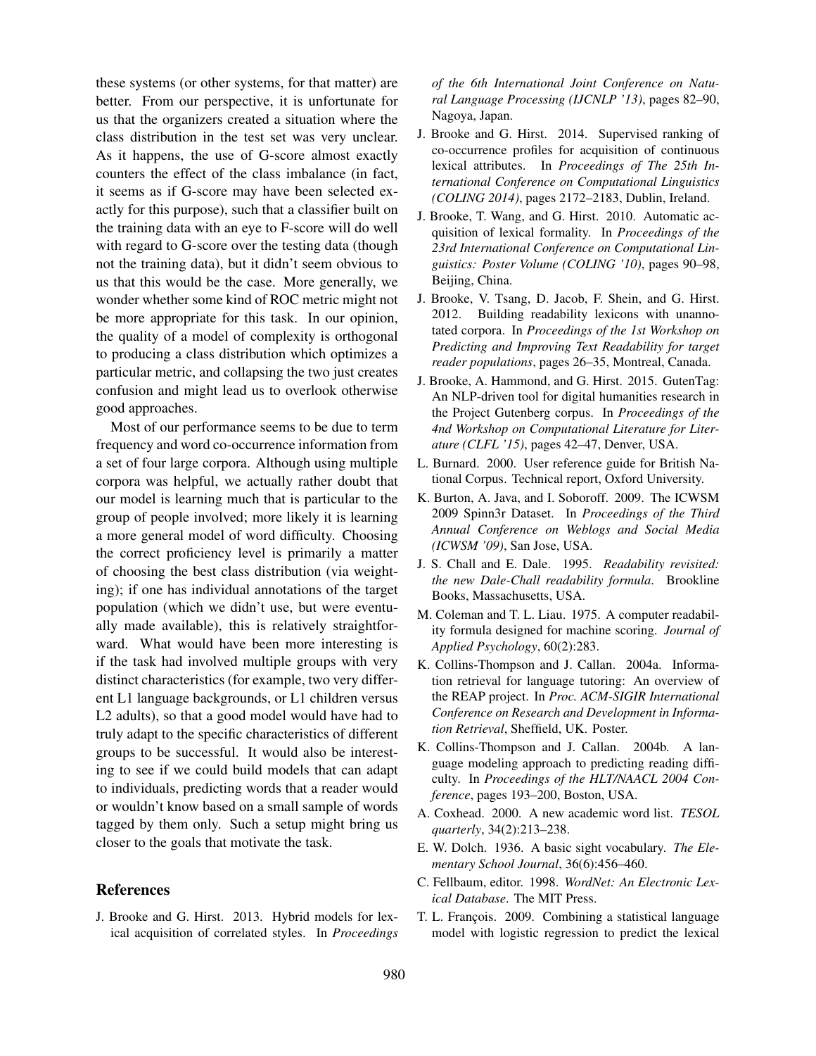these systems (or other systems, for that matter) are better. From our perspective, it is unfortunate for us that the organizers created a situation where the class distribution in the test set was very unclear. As it happens, the use of G-score almost exactly counters the effect of the class imbalance (in fact, it seems as if G-score may have been selected exactly for this purpose), such that a classifier built on the training data with an eye to F-score will do well with regard to G-score over the testing data (though not the training data), but it didn't seem obvious to us that this would be the case. More generally, we wonder whether some kind of ROC metric might not be more appropriate for this task. In our opinion, the quality of a model of complexity is orthogonal to producing a class distribution which optimizes a particular metric, and collapsing the two just creates confusion and might lead us to overlook otherwise good approaches.

Most of our performance seems to be due to term frequency and word co-occurrence information from a set of four large corpora. Although using multiple corpora was helpful, we actually rather doubt that our model is learning much that is particular to the group of people involved; more likely it is learning a more general model of word difficulty. Choosing the correct proficiency level is primarily a matter of choosing the best class distribution (via weighting); if one has individual annotations of the target population (which we didn't use, but were eventually made available), this is relatively straightforward. What would have been more interesting is if the task had involved multiple groups with very distinct characteristics (for example, two very different L1 language backgrounds, or L1 children versus L2 adults), so that a good model would have had to truly adapt to the specific characteristics of different groups to be successful. It would also be interesting to see if we could build models that can adapt to individuals, predicting words that a reader would or wouldn't know based on a small sample of words tagged by them only. Such a setup might bring us closer to the goals that motivate the task.

## References

J. Brooke and G. Hirst. 2013. Hybrid models for lexical acquisition of correlated styles. In *Proceedings of the 6th International Joint Conference on Natural Language Processing (IJCNLP '13)*, pages 82–90, Nagoya, Japan.

J. Brooke and G. Hirst. 2014. Supervised ranking of co-occurrence profiles for acquisition of continuous lexical attributes. In *Proceedings of The 25th International Conference on Computational Linguistics (COLING 2014)*, pages 2172–2183, Dublin, Ireland.

J. Brooke, T. Wang, and G. Hirst. 2010. Automatic acquisition of lexical formality. In *Proceedings of the 23rd International Conference on Computational Linguistics: Poster Volume (COLING '10)*, pages 90–98, Beijing, China.

J. Brooke, V. Tsang, D. Jacob, F. Shein, and G. Hirst. 2012. Building readability lexicons with unannotated corpora. In *Proceedings of the 1st Workshop on Predicting and Improving Text Readability for target reader populations*, pages 26–35, Montreal, Canada.

J. Brooke, A. Hammond, and G. Hirst. 2015. GutenTag: An NLP-driven tool for digital humanities research in the Project Gutenberg corpus. In *Proceedings of the 4nd Workshop on Computational Literature for Literature (CLFL '15)*, pages 42–47, Denver, USA.

L. Burnard. 2000. User reference guide for British National Corpus. Technical report, Oxford University.

K. Burton, A. Java, and I. Soboroff. 2009. The ICWSM 2009 Spinn3r Dataset. In *Proceedings of the Third Annual Conference on Weblogs and Social Media (ICWSM '09)*, San Jose, USA.

J. S. Chall and E. Dale. 1995. *Readability revisited: the new Dale-Chall readability formula*. Brookline Books, Massachusetts, USA.

M. Coleman and T. L. Liau. 1975. A computer readability formula designed for machine scoring. *Journal of Applied Psychology*, 60(2):283.

K. Collins-Thompson and J. Callan. 2004a. Information retrieval for language tutoring: An overview of the REAP project. In *Proc. ACM-SIGIR International Conference on Research and Development in Information Retrieval*, Sheffield, UK. Poster.

K. Collins-Thompson and J. Callan. 2004b. A language modeling approach to predicting reading difficulty. In *Proceedings of the HLT/NAACL 2004 Conference*, pages 193–200, Boston, USA.

A. Coxhead. 2000. A new academic word list. *TESOL quarterly*, 34(2):213–238.

E. W. Dolch. 1936. A basic sight vocabulary. *The Elementary School Journal*, 36(6):456–460.

C. Fellbaum, editor. 1998. *WordNet: An Electronic Lexical Database*. The MIT Press.

T. L. François. 2009. Combining a statistical language model with logistic regression to predict the lexical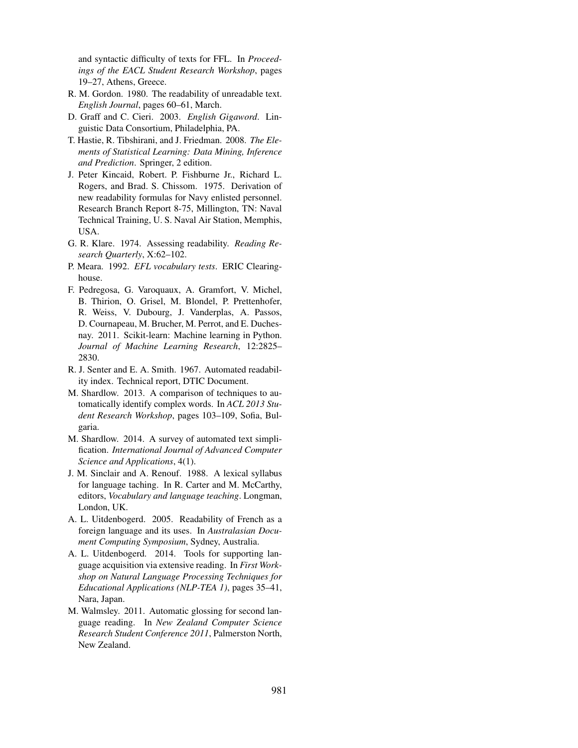and syntactic difficulty of texts for FFL. In *Proceedings of the EACL Student Research Workshop*, pages 19–27, Athens, Greece.

R. M. Gordon. 1980. The readability of unreadable text. *English Journal*, pages 60–61, March.

D. Graff and C. Cieri. 2003. *English Gigaword*. Linguistic Data Consortium, Philadelphia, PA.

T. Hastie, R. Tibshirani, and J. Friedman. 2008. *The Elements of Statistical Learning: Data Mining, Inference and Prediction*. Springer, 2 edition.

J. Peter Kincaid, Robert. P. Fishburne Jr., Richard L. Rogers, and Brad. S. Chissom. 1975. Derivation of new readability formulas for Navy enlisted personnel. Research Branch Report 8-75, Millington, TN: Naval Technical Training, U. S. Naval Air Station, Memphis, USA.

G. R. Klare. 1974. Assessing readability. *Reading Research Quarterly*, X:62–102.

P. Meara. 1992. *EFL vocabulary tests*. ERIC Clearinghouse.

F. Pedregosa, G. Varoquaux, A. Gramfort, V. Michel, B. Thirion, O. Grisel, M. Blondel, P. Prettenhofer, R. Weiss, V. Dubourg, J. Vanderplas, A. Passos, D. Cournapeau, M. Brucher, M. Perrot, and E. Duchesnay. 2011. Scikit-learn: Machine learning in Python. *Journal of Machine Learning Research*, 12:2825–2830.

R. J. Senter and E. A. Smith. 1967. Automated readability index. Technical report, DTIC Document.

M. Shardlow. 2013. A comparison of techniques to automatically identify complex words. In *ACL 2013 Student Research Workshop*, pages 103–109, Sofia, Bulgaria.

M. Shardlow. 2014. A survey of automated text simplification. *International Journal of Advanced Computer Science and Applications*, 4(1).

J. M. Sinclair and A. Renouf. 1988. A lexical syllabus for language taching. In R. Carter and M. McCarthy, editors, *Vocabulary and language teaching*. Longman, London, UK.

A. L. Uitdenbogerd. 2005. Readability of French as a foreign language and its uses. In *Australasian Document Computing Symposium*, Sydney, Australia.

A. L. Uitdenbogerd. 2014. Tools for supporting language acquisition via extensive reading. In *First Workshop on Natural Language Processing Techniques for Educational Applications (NLP-TEA 1)*, pages 35–41, Nara, Japan.

M. Walmsley. 2011. Automatic glossing for second language reading. In *New Zealand Computer Science Research Student Conference 2011*, Palmerston North, New Zealand.